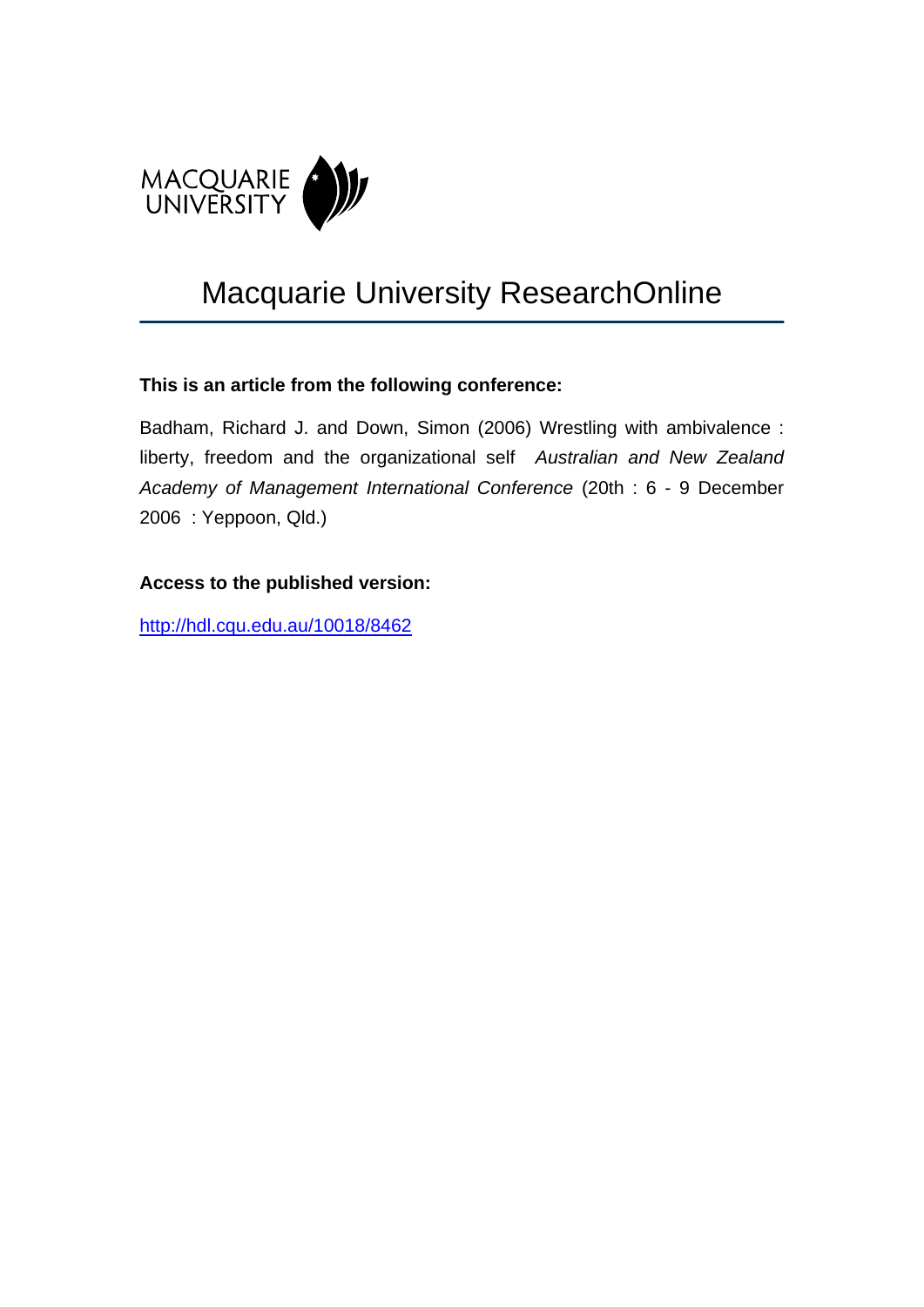MACQUARIE UNIVERSITY

# Macquarie University ResearchOnline

**This is an article from the following conference:**

Badham, Richard J. and Down, Simon (2006) Wrestling with ambivalence : liberty, freedom and the organizational self *Australian and New Zealand Academy of Management International Conference* (20th : 6 - 9 December 2006 : Yeppoon, Qld.)

**Access to the published version:**

http://hdl.cqu.edu.au/10018/8462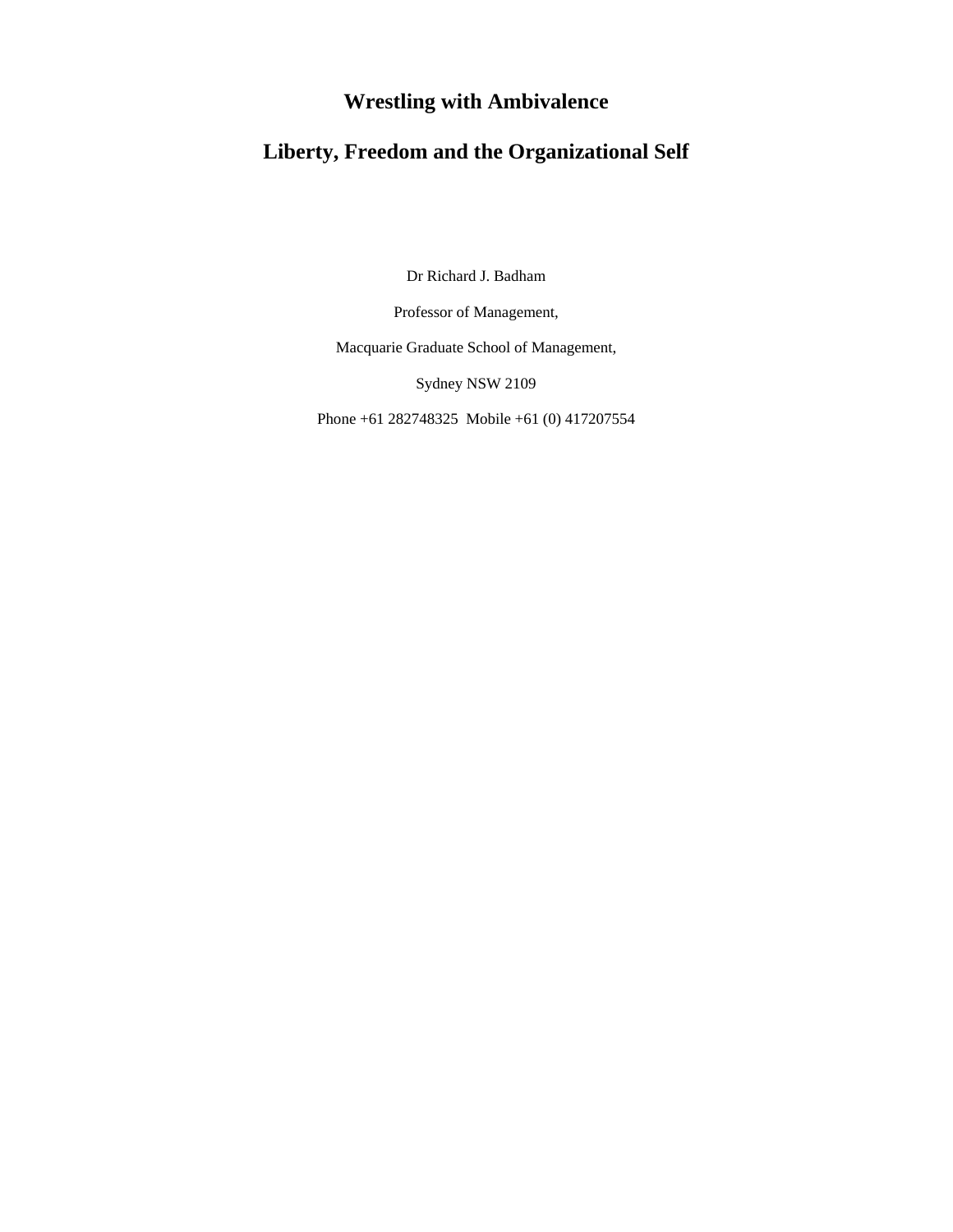# Wrestling with Ambivalence

# Liberty, Freedom and the Organizational Self

Dr Richard J. Badham

Professor of Management,

Macquarie Graduate School of Management,

Sydney NSW 2109

Phone +61 282748325  Mobile +61 (0) 417207554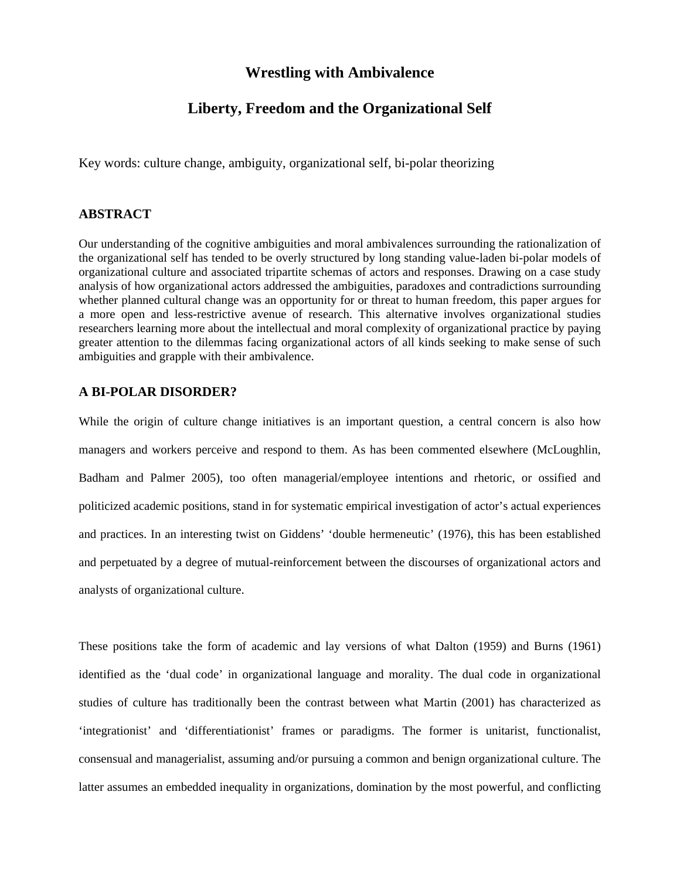# Wrestling with Ambivalence

# Liberty, Freedom and the Organizational Self

Key words: culture change, ambiguity, organizational self, bi-polar theorizing

## ABSTRACT

Our understanding of the cognitive ambiguities and moral ambivalences surrounding the rationalization of the organizational self has tended to be overly structured by long standing value-laden bi-polar models of organizational culture and associated tripartite schemas of actors and responses. Drawing on a case study analysis of how organizational actors addressed the ambiguities, paradoxes and contradictions surrounding whether planned cultural change was an opportunity for or threat to human freedom, this paper argues for a more open and less-restrictive avenue of research. This alternative involves organizational studies researchers learning more about the intellectual and moral complexity of organizational practice by paying greater attention to the dilemmas facing organizational actors of all kinds seeking to make sense of such ambiguities and grapple with their ambivalence.

## A BI-POLAR DISORDER?

While the origin of culture change initiatives is an important question, a central concern is also how managers and workers perceive and respond to them. As has been commented elsewhere (McLoughlin, Badham and Palmer 2005), too often managerial/employee intentions and rhetoric, or ossified and politicized academic positions, stand in for systematic empirical investigation of actor's actual experiences and practices. In an interesting twist on Giddens' 'double hermeneutic' (1976), this has been established and perpetuated by a degree of mutual-reinforcement between the discourses of organizational actors and analysts of organizational culture.

These positions take the form of academic and lay versions of what Dalton (1959) and Burns (1961) identified as the 'dual code' in organizational language and morality. The dual code in organizational studies of culture has traditionally been the contrast between what Martin (2001) has characterized as 'integrationist' and 'differentiationist' frames or paradigms. The former is unitarist, functionalist, consensual and managerialist, assuming and/or pursuing a common and benign organizational culture. The latter assumes an embedded inequality in organizations, domination by the most powerful, and conflicting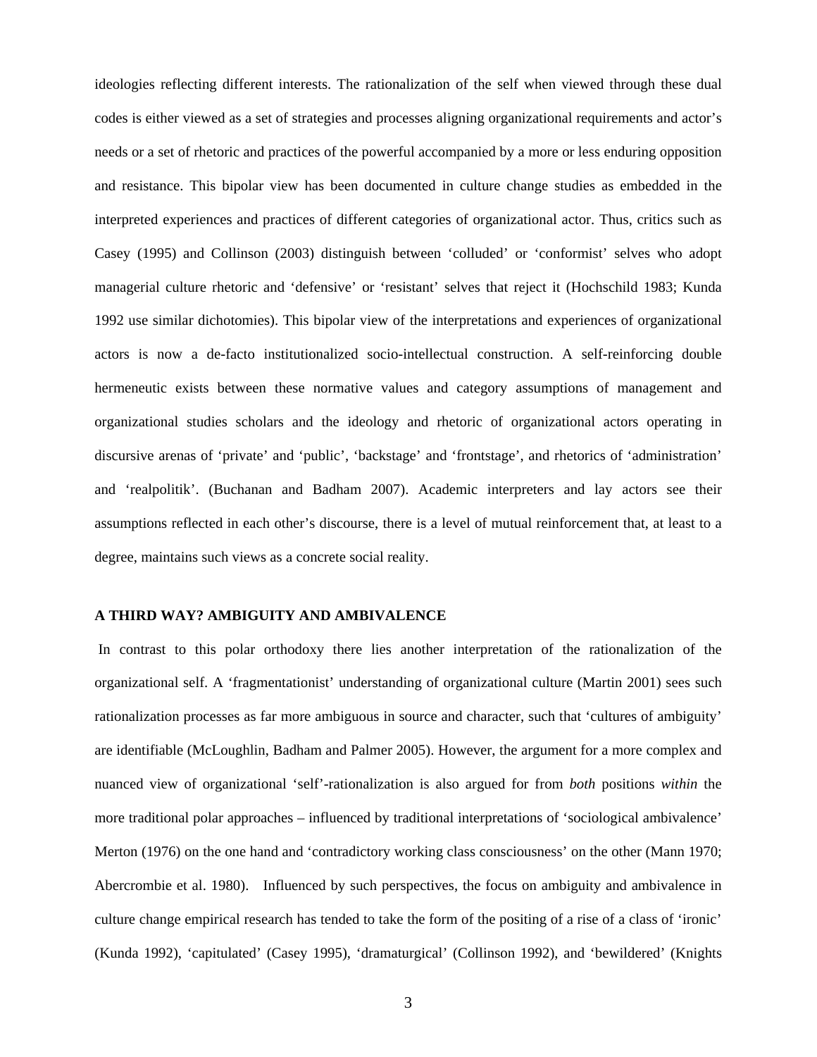ideologies reflecting different interests. The rationalization of the self when viewed through these dual codes is either viewed as a set of strategies and processes aligning organizational requirements and actor's needs or a set of rhetoric and practices of the powerful accompanied by a more or less enduring opposition and resistance. This bipolar view has been documented in culture change studies as embedded in the interpreted experiences and practices of different categories of organizational actor. Thus, critics such as Casey (1995) and Collinson (2003) distinguish between 'colluded' or 'conformist' selves who adopt managerial culture rhetoric and 'defensive' or 'resistant' selves that reject it (Hochschild 1983; Kunda 1992 use similar dichotomies). This bipolar view of the interpretations and experiences of organizational actors is now a de-facto institutionalized socio-intellectual construction. A self-reinforcing double hermeneutic exists between these normative values and category assumptions of management and organizational studies scholars and the ideology and rhetoric of organizational actors operating in discursive arenas of 'private' and 'public', 'backstage' and 'frontstage', and rhetorics of 'administration' and 'realpolitik'. (Buchanan and Badham 2007). Academic interpreters and lay actors see their assumptions reflected in each other's discourse, there is a level of mutual reinforcement that, at least to a degree, maintains such views as a concrete social reality.

**A THIRD WAY? AMBIGUITY AND AMBIVALENCE**

In contrast to this polar orthodoxy there lies another interpretation of the rationalization of the organizational self. A 'fragmentationist' understanding of organizational culture (Martin 2001) sees such rationalization processes as far more ambiguous in source and character, such that 'cultures of ambiguity' are identifiable (McLoughlin, Badham and Palmer 2005). However, the argument for a more complex and nuanced view of organizational 'self'-rationalization is also argued for from *both* positions *within* the more traditional polar approaches – influenced by traditional interpretations of 'sociological ambivalence' Merton (1976) on the one hand and 'contradictory working class consciousness' on the other (Mann 1970; Abercrombie et al. 1980). Influenced by such perspectives, the focus on ambiguity and ambivalence in culture change empirical research has tended to take the form of the positing of a rise of a class of 'ironic' (Kunda 1992), 'capitulated' (Casey 1995), 'dramaturgical' (Collinson 1992), and 'bewildered' (Knights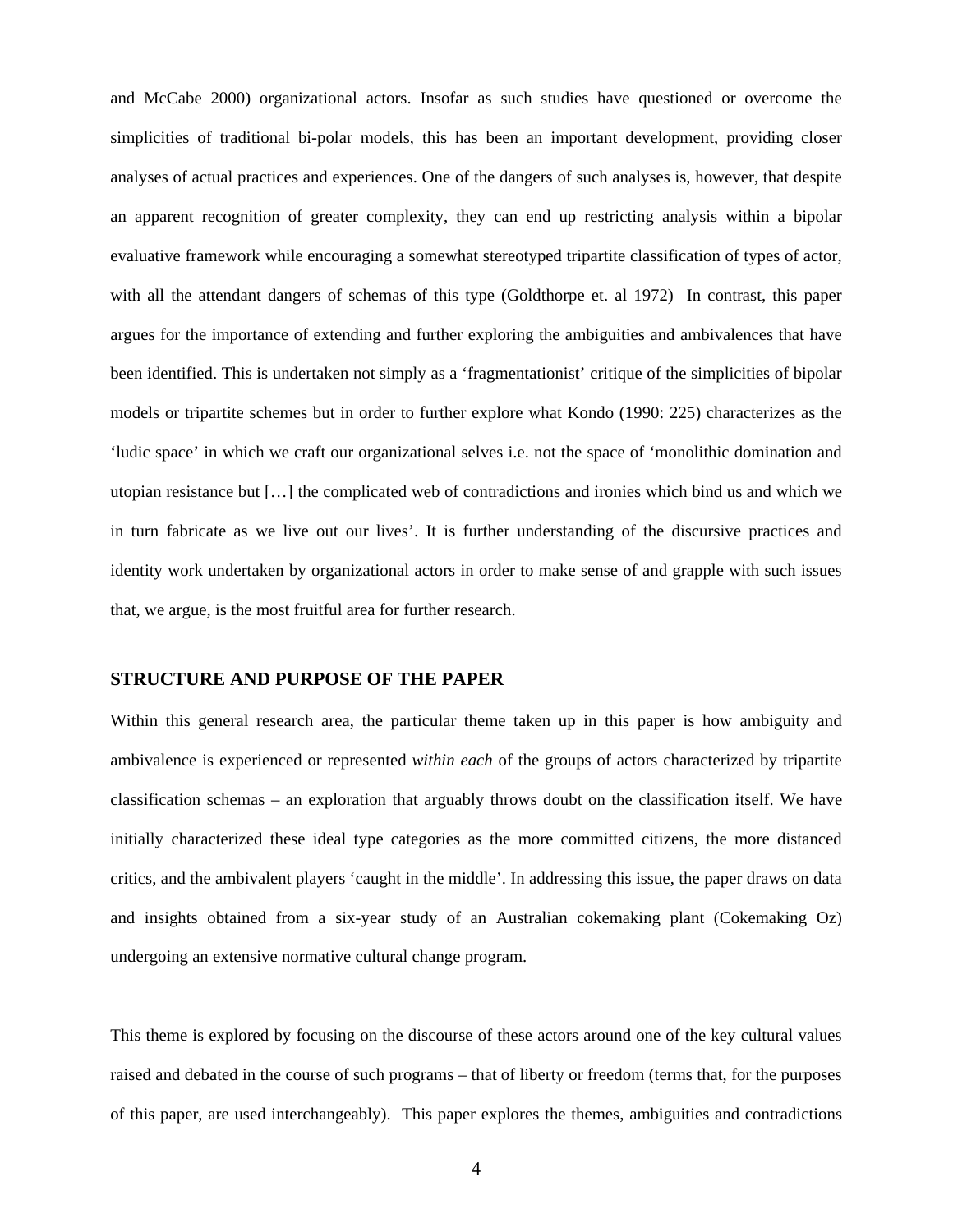and McCabe 2000) organizational actors. Insofar as such studies have questioned or overcome the simplicities of traditional bi-polar models, this has been an important development, providing closer analyses of actual practices and experiences. One of the dangers of such analyses is, however, that despite an apparent recognition of greater complexity, they can end up restricting analysis within a bipolar evaluative framework while encouraging a somewhat stereotyped tripartite classification of types of actor, with all the attendant dangers of schemas of this type (Goldthorpe et. al 1972) In contrast, this paper argues for the importance of extending and further exploring the ambiguities and ambivalences that have been identified. This is undertaken not simply as a 'fragmentationist' critique of the simplicities of bipolar models or tripartite schemes but in order to further explore what Kondo (1990: 225) characterizes as the 'ludic space' in which we craft our organizational selves i.e. not the space of 'monolithic domination and utopian resistance but […] the complicated web of contradictions and ironies which bind us and which we in turn fabricate as we live out our lives'. It is further understanding of the discursive practices and identity work undertaken by organizational actors in order to make sense of and grapple with such issues that, we argue, is the most fruitful area for further research.

## STRUCTURE AND PURPOSE OF THE PAPER

Within this general research area, the particular theme taken up in this paper is how ambiguity and ambivalence is experienced or represented *within each* of the groups of actors characterized by tripartite classification schemas – an exploration that arguably throws doubt on the classification itself. We have initially characterized these ideal type categories as the more committed citizens, the more distanced critics, and the ambivalent players 'caught in the middle'. In addressing this issue, the paper draws on data and insights obtained from a six-year study of an Australian cokemaking plant (Cokemaking Oz) undergoing an extensive normative cultural change program.

This theme is explored by focusing on the discourse of these actors around one of the key cultural values raised and debated in the course of such programs – that of liberty or freedom (terms that, for the purposes of this paper, are used interchangeably). This paper explores the themes, ambiguities and contradictions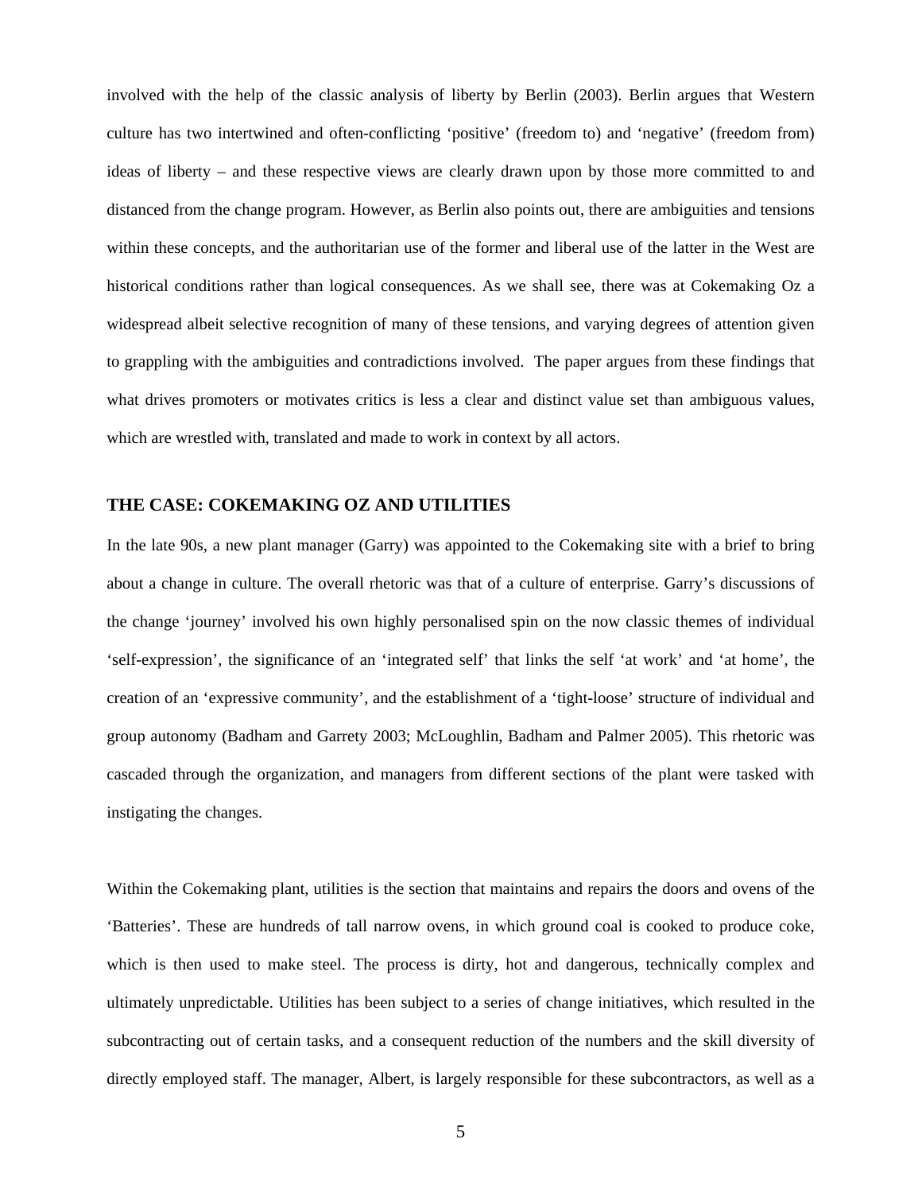involved with the help of the classic analysis of liberty by Berlin (2003). Berlin argues that Western culture has two intertwined and often-conflicting 'positive' (freedom to) and 'negative' (freedom from) ideas of liberty – and these respective views are clearly drawn upon by those more committed to and distanced from the change program. However, as Berlin also points out, there are ambiguities and tensions within these concepts, and the authoritarian use of the former and liberal use of the latter in the West are historical conditions rather than logical consequences. As we shall see, there was at Cokemaking Oz a widespread albeit selective recognition of many of these tensions, and varying degrees of attention given to grappling with the ambiguities and contradictions involved. The paper argues from these findings that what drives promoters or motivates critics is less a clear and distinct value set than ambiguous values, which are wrestled with, translated and made to work in context by all actors.

## THE CASE: COKEMAKING OZ AND UTILITIES

In the late 90s, a new plant manager (Garry) was appointed to the Cokemaking site with a brief to bring about a change in culture. The overall rhetoric was that of a culture of enterprise. Garry's discussions of the change 'journey' involved his own highly personalised spin on the now classic themes of individual 'self-expression', the significance of an 'integrated self' that links the self 'at work' and 'at home', the creation of an 'expressive community', and the establishment of a 'tight-loose' structure of individual and group autonomy (Badham and Garrety 2003; McLoughlin, Badham and Palmer 2005). This rhetoric was cascaded through the organization, and managers from different sections of the plant were tasked with instigating the changes.

Within the Cokemaking plant, utilities is the section that maintains and repairs the doors and ovens of the 'Batteries'. These are hundreds of tall narrow ovens, in which ground coal is cooked to produce coke, which is then used to make steel. The process is dirty, hot and dangerous, technically complex and ultimately unpredictable. Utilities has been subject to a series of change initiatives, which resulted in the subcontracting out of certain tasks, and a consequent reduction of the numbers and the skill diversity of directly employed staff. The manager, Albert, is largely responsible for these subcontractors, as well as a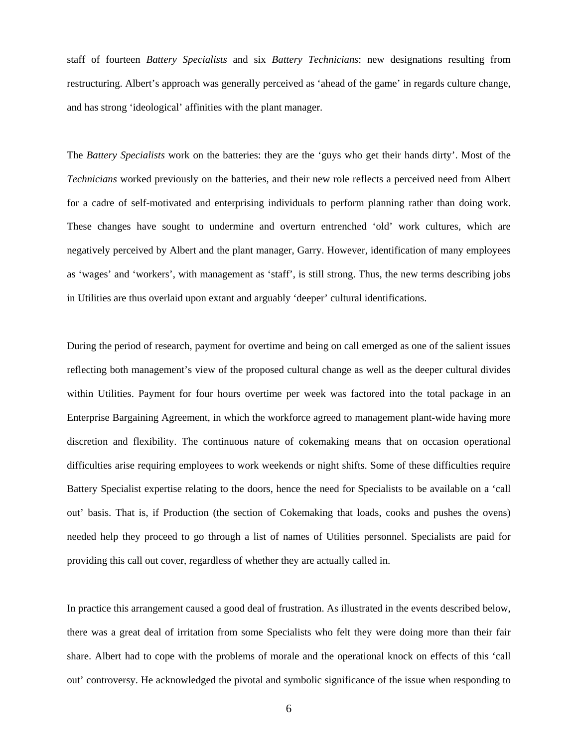staff of fourteen *Battery Specialists* and six *Battery Technicians*: new designations resulting from restructuring. Albert's approach was generally perceived as 'ahead of the game' in regards culture change, and has strong 'ideological' affinities with the plant manager.

The *Battery Specialists* work on the batteries: they are the 'guys who get their hands dirty'. Most of the *Technicians* worked previously on the batteries, and their new role reflects a perceived need from Albert for a cadre of self-motivated and enterprising individuals to perform planning rather than doing work. These changes have sought to undermine and overturn entrenched 'old' work cultures, which are negatively perceived by Albert and the plant manager, Garry. However, identification of many employees as 'wages' and 'workers', with management as 'staff', is still strong. Thus, the new terms describing jobs in Utilities are thus overlaid upon extant and arguably 'deeper' cultural identifications.

During the period of research, payment for overtime and being on call emerged as one of the salient issues reflecting both management's view of the proposed cultural change as well as the deeper cultural divides within Utilities. Payment for four hours overtime per week was factored into the total package in an Enterprise Bargaining Agreement, in which the workforce agreed to management plant-wide having more discretion and flexibility. The continuous nature of cokemaking means that on occasion operational difficulties arise requiring employees to work weekends or night shifts. Some of these difficulties require Battery Specialist expertise relating to the doors, hence the need for Specialists to be available on a 'call out' basis. That is, if Production (the section of Cokemaking that loads, cooks and pushes the ovens) needed help they proceed to go through a list of names of Utilities personnel. Specialists are paid for providing this call out cover, regardless of whether they are actually called in.

In practice this arrangement caused a good deal of frustration. As illustrated in the events described below, there was a great deal of irritation from some Specialists who felt they were doing more than their fair share. Albert had to cope with the problems of morale and the operational knock on effects of this 'call out' controversy. He acknowledged the pivotal and symbolic significance of the issue when responding to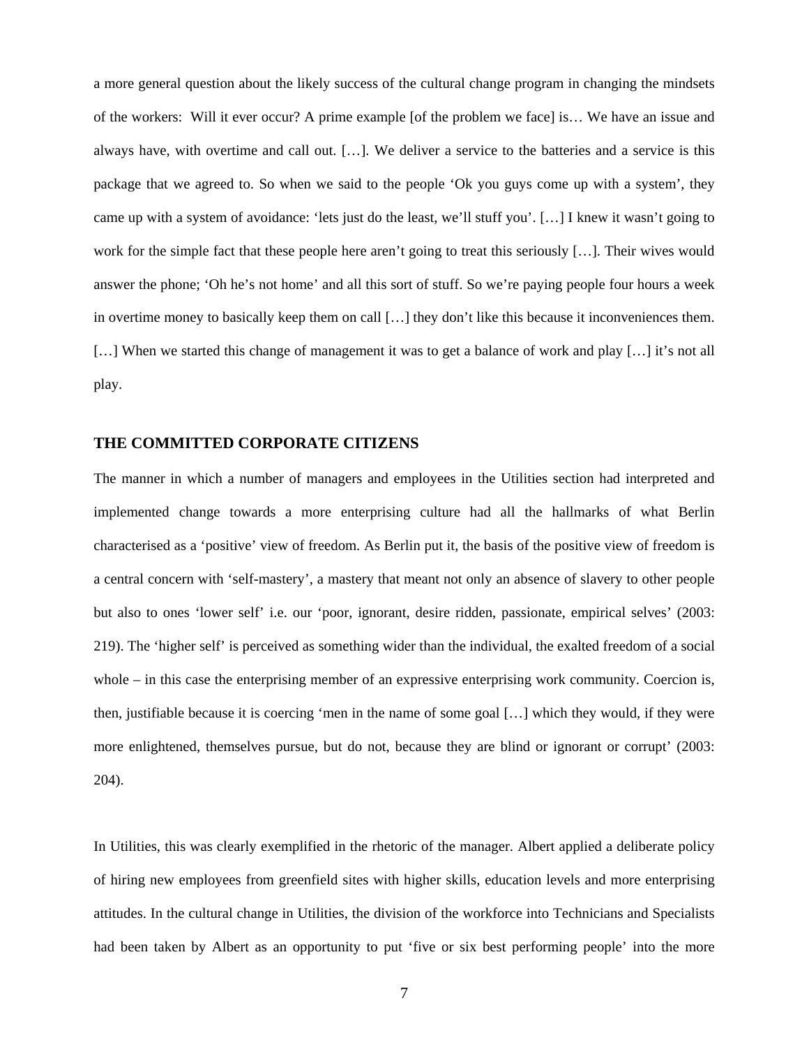a more general question about the likely success of the cultural change program in changing the mindsets of the workers: Will it ever occur? A prime example [of the problem we face] is… We have an issue and always have, with overtime and call out. […]. We deliver a service to the batteries and a service is this package that we agreed to. So when we said to the people 'Ok you guys come up with a system', they came up with a system of avoidance: 'lets just do the least, we'll stuff you'. […] I knew it wasn't going to work for the simple fact that these people here aren't going to treat this seriously […]. Their wives would answer the phone; 'Oh he's not home' and all this sort of stuff. So we're paying people four hours a week in overtime money to basically keep them on call […] they don't like this because it inconveniences them. […] When we started this change of management it was to get a balance of work and play […] it's not all play.

## THE COMMITTED CORPORATE CITIZENS

The manner in which a number of managers and employees in the Utilities section had interpreted and implemented change towards a more enterprising culture had all the hallmarks of what Berlin characterised as a 'positive' view of freedom. As Berlin put it, the basis of the positive view of freedom is a central concern with 'self-mastery', a mastery that meant not only an absence of slavery to other people but also to ones 'lower self' i.e. our 'poor, ignorant, desire ridden, passionate, empirical selves' (2003: 219). The 'higher self' is perceived as something wider than the individual, the exalted freedom of a social whole – in this case the enterprising member of an expressive enterprising work community. Coercion is, then, justifiable because it is coercing 'men in the name of some goal […] which they would, if they were more enlightened, themselves pursue, but do not, because they are blind or ignorant or corrupt' (2003: 204).

In Utilities, this was clearly exemplified in the rhetoric of the manager. Albert applied a deliberate policy of hiring new employees from greenfield sites with higher skills, education levels and more enterprising attitudes. In the cultural change in Utilities, the division of the workforce into Technicians and Specialists had been taken by Albert as an opportunity to put 'five or six best performing people' into the more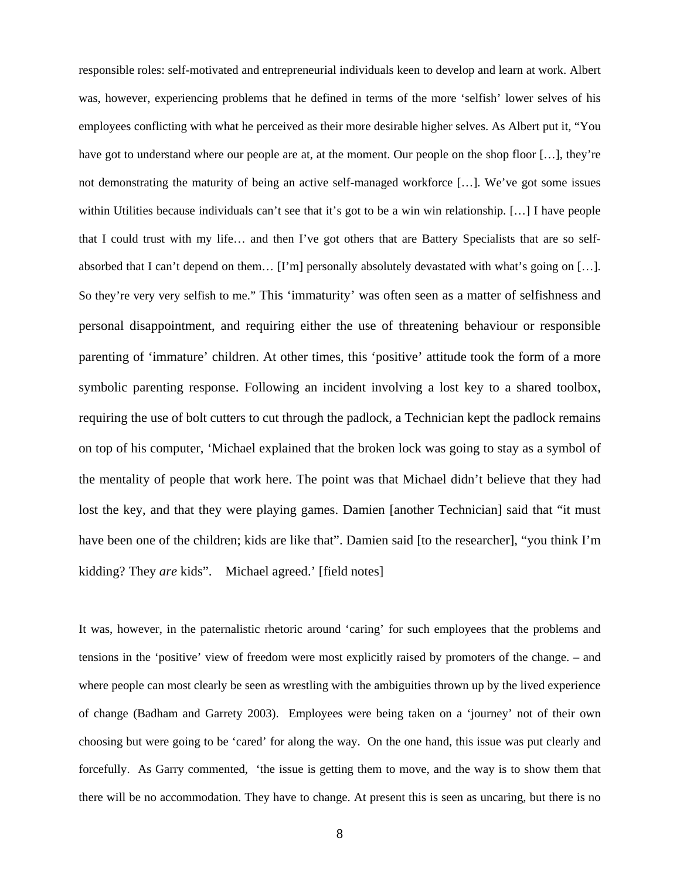responsible roles: self-motivated and entrepreneurial individuals keen to develop and learn at work. Albert was, however, experiencing problems that he defined in terms of the more 'selfish' lower selves of his employees conflicting with what he perceived as their more desirable higher selves. As Albert put it, "You have got to understand where our people are at, at the moment. Our people on the shop floor […], they're not demonstrating the maturity of being an active self-managed workforce […]. We've got some issues within Utilities because individuals can't see that it's got to be a win win relationship. […] I have people that I could trust with my life… and then I've got others that are Battery Specialists that are so self-absorbed that I can't depend on them… [I'm] personally absolutely devastated with what's going on […]. So they're very very selfish to me." This 'immaturity' was often seen as a matter of selfishness and personal disappointment, and requiring either the use of threatening behaviour or responsible parenting of 'immature' children. At other times, this 'positive' attitude took the form of a more symbolic parenting response. Following an incident involving a lost key to a shared toolbox, requiring the use of bolt cutters to cut through the padlock, a Technician kept the padlock remains on top of his computer, 'Michael explained that the broken lock was going to stay as a symbol of the mentality of people that work here. The point was that Michael didn't believe that they had lost the key, and that they were playing games. Damien [another Technician] said that "it must have been one of the children; kids are like that". Damien said [to the researcher], "you think I'm kidding? They *are* kids". Michael agreed.' [field notes]

It was, however, in the paternalistic rhetoric around 'caring' for such employees that the problems and tensions in the 'positive' view of freedom were most explicitly raised by promoters of the change. – and where people can most clearly be seen as wrestling with the ambiguities thrown up by the lived experience of change (Badham and Garrety 2003). Employees were being taken on a 'journey' not of their own choosing but were going to be 'cared' for along the way. On the one hand, this issue was put clearly and forcefully. As Garry commented, 'the issue is getting them to move, and the way is to show them that there will be no accommodation. They have to change. At present this is seen as uncaring, but there is no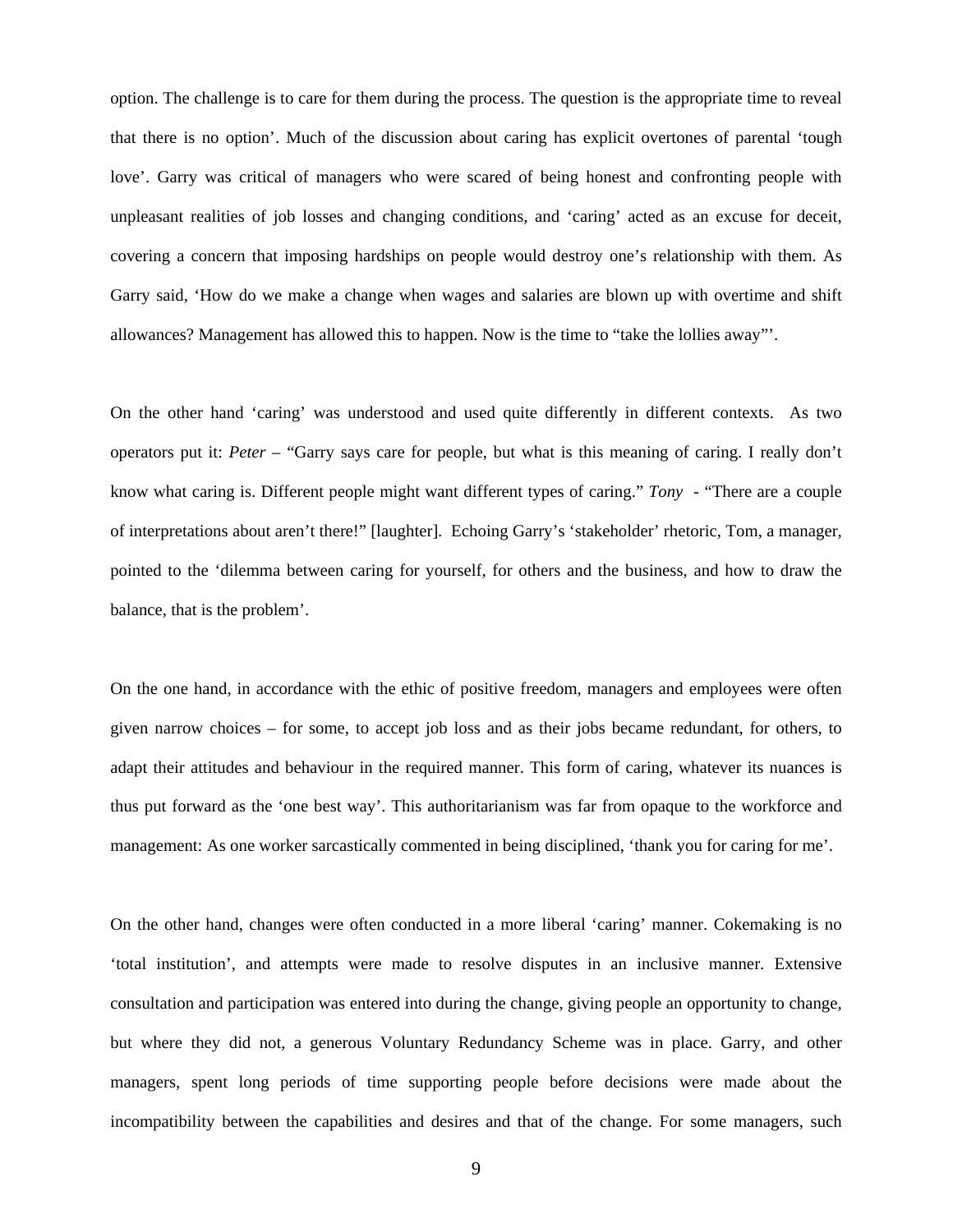option. The challenge is to care for them during the process. The question is the appropriate time to reveal that there is no option'. Much of the discussion about caring has explicit overtones of parental 'tough love'. Garry was critical of managers who were scared of being honest and confronting people with unpleasant realities of job losses and changing conditions, and 'caring' acted as an excuse for deceit, covering a concern that imposing hardships on people would destroy one's relationship with them. As Garry said, 'How do we make a change when wages and salaries are blown up with overtime and shift allowances? Management has allowed this to happen. Now is the time to "take the lollies away"'.

On the other hand 'caring' was understood and used quite differently in different contexts. As two operators put it: *Peter* – "Garry says care for people, but what is this meaning of caring. I really don't know what caring is. Different people might want different types of caring." *Tony* - "There are a couple of interpretations about aren't there!" [laughter]. Echoing Garry's 'stakeholder' rhetoric, Tom, a manager, pointed to the 'dilemma between caring for yourself, for others and the business, and how to draw the balance, that is the problem'.

On the one hand, in accordance with the ethic of positive freedom, managers and employees were often given narrow choices – for some, to accept job loss and as their jobs became redundant, for others, to adapt their attitudes and behaviour in the required manner. This form of caring, whatever its nuances is thus put forward as the 'one best way'. This authoritarianism was far from opaque to the workforce and management: As one worker sarcastically commented in being disciplined, 'thank you for caring for me'.

On the other hand, changes were often conducted in a more liberal 'caring' manner. Cokemaking is no 'total institution', and attempts were made to resolve disputes in an inclusive manner. Extensive consultation and participation was entered into during the change, giving people an opportunity to change, but where they did not, a generous Voluntary Redundancy Scheme was in place. Garry, and other managers, spent long periods of time supporting people before decisions were made about the incompatibility between the capabilities and desires and that of the change. For some managers, such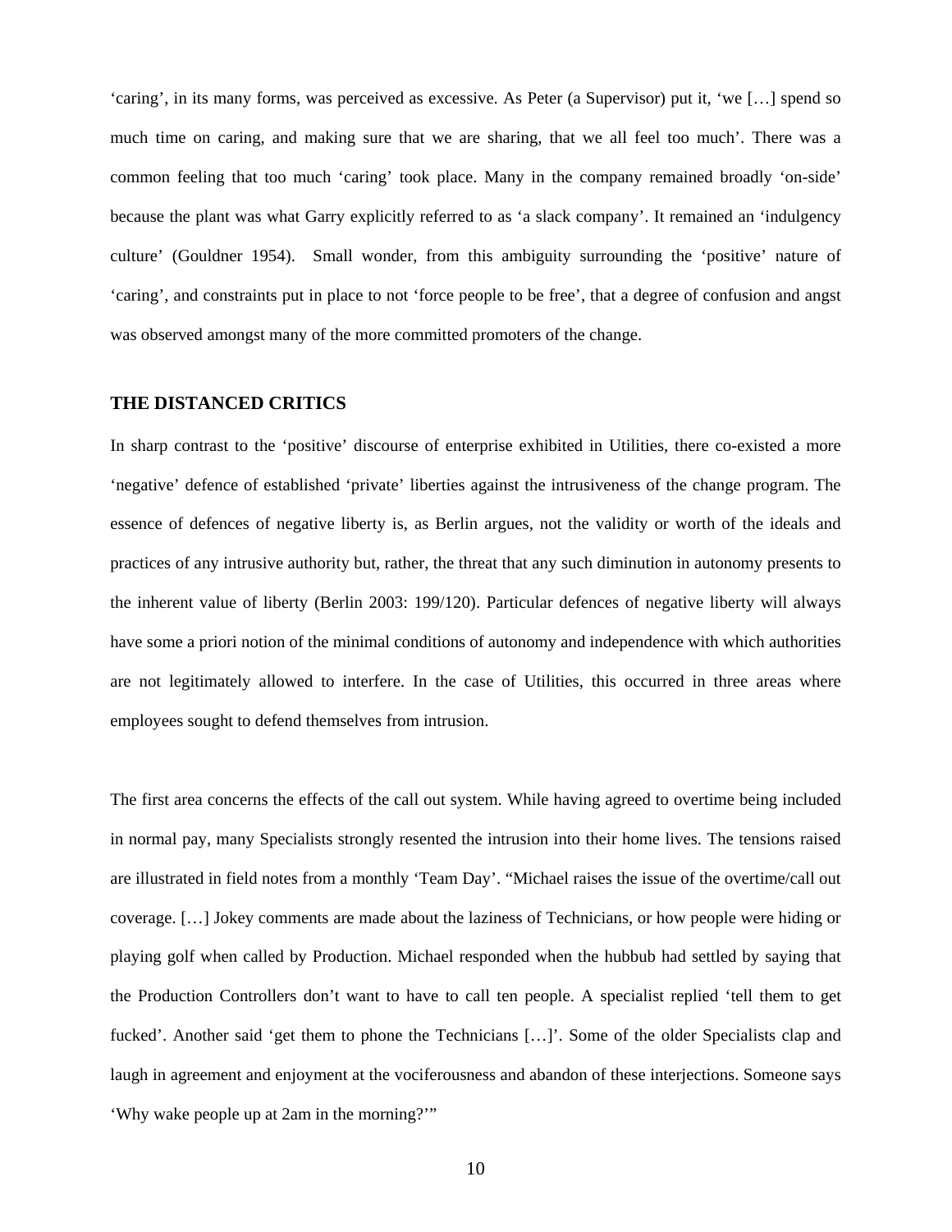'caring', in its many forms, was perceived as excessive. As Peter (a Supervisor) put it, 'we […] spend so much time on caring, and making sure that we are sharing, that we all feel too much'. There was a common feeling that too much 'caring' took place. Many in the company remained broadly 'on-side' because the plant was what Garry explicitly referred to as 'a slack company'. It remained an 'indulgency culture' (Gouldner 1954). Small wonder, from this ambiguity surrounding the 'positive' nature of 'caring', and constraints put in place to not 'force people to be free', that a degree of confusion and angst was observed amongst many of the more committed promoters of the change.

## THE DISTANCED CRITICS

In sharp contrast to the 'positive' discourse of enterprise exhibited in Utilities, there co-existed a more 'negative' defence of established 'private' liberties against the intrusiveness of the change program. The essence of defences of negative liberty is, as Berlin argues, not the validity or worth of the ideals and practices of any intrusive authority but, rather, the threat that any such diminution in autonomy presents to the inherent value of liberty (Berlin 2003: 199/120). Particular defences of negative liberty will always have some a priori notion of the minimal conditions of autonomy and independence with which authorities are not legitimately allowed to interfere. In the case of Utilities, this occurred in three areas where employees sought to defend themselves from intrusion.

The first area concerns the effects of the call out system. While having agreed to overtime being included in normal pay, many Specialists strongly resented the intrusion into their home lives. The tensions raised are illustrated in field notes from a monthly 'Team Day'. "Michael raises the issue of the overtime/call out coverage. […] Jokey comments are made about the laziness of Technicians, or how people were hiding or playing golf when called by Production. Michael responded when the hubbub had settled by saying that the Production Controllers don't want to have to call ten people. A specialist replied 'tell them to get fucked'. Another said 'get them to phone the Technicians […]'. Some of the older Specialists clap and laugh in agreement and enjoyment at the vociferousness and abandon of these interjections. Someone says 'Why wake people up at 2am in the morning?'"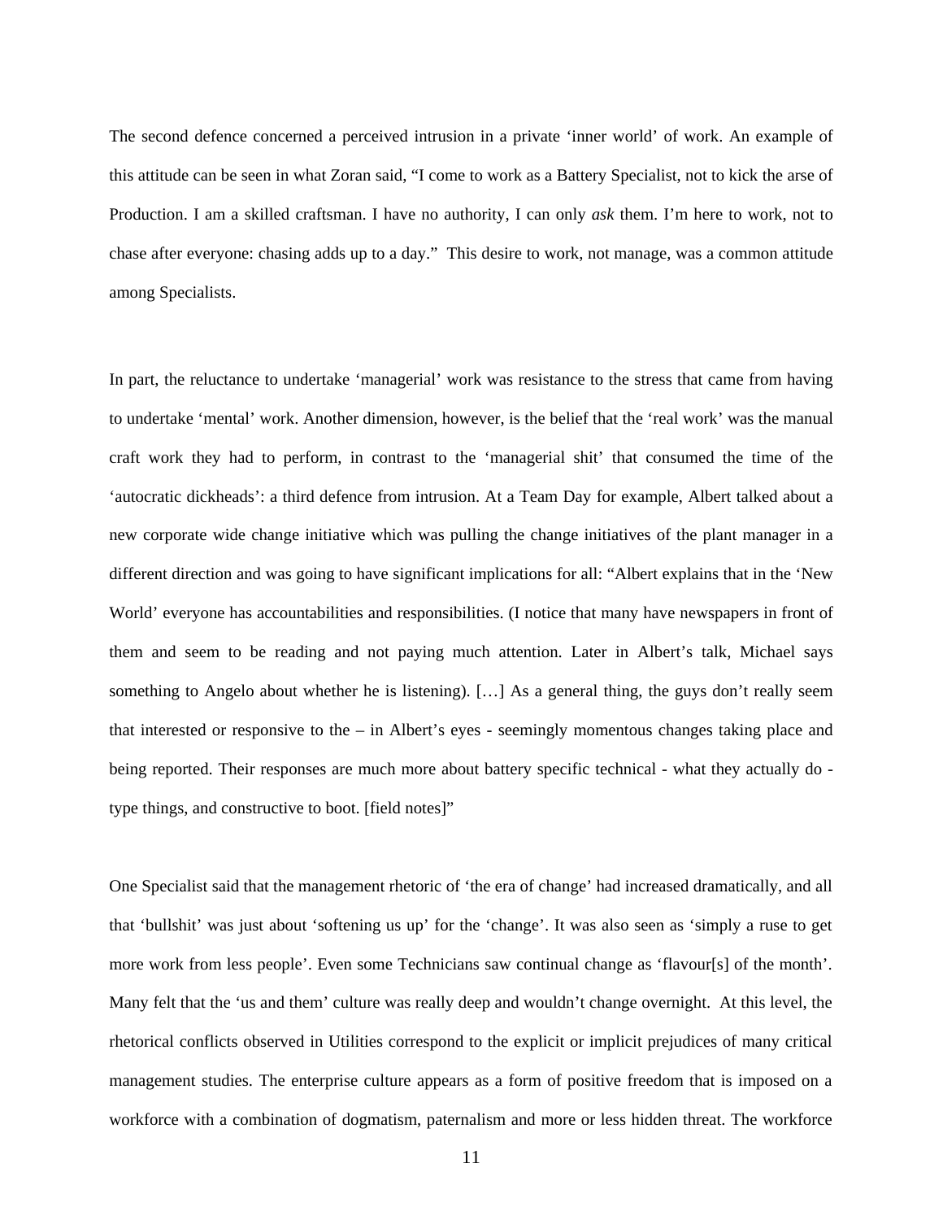The second defence concerned a perceived intrusion in a private ‘inner world’ of work. An example of this attitude can be seen in what Zoran said, “I come to work as a Battery Specialist, not to kick the arse of Production. I am a skilled craftsman. I have no authority, I can only *ask* them. I’m here to work, not to chase after everyone: chasing adds up to a day.” This desire to work, not manage, was a common attitude among Specialists.

In part, the reluctance to undertake ‘managerial’ work was resistance to the stress that came from having to undertake ‘mental’ work. Another dimension, however, is the belief that the ‘real work’ was the manual craft work they had to perform, in contrast to the ‘managerial shit’ that consumed the time of the ‘autocratic dickheads’: a third defence from intrusion. At a Team Day for example, Albert talked about a new corporate wide change initiative which was pulling the change initiatives of the plant manager in a different direction and was going to have significant implications for all: “Albert explains that in the ‘New World’ everyone has accountabilities and responsibilities. (I notice that many have newspapers in front of them and seem to be reading and not paying much attention. Later in Albert’s talk, Michael says something to Angelo about whether he is listening). […] As a general thing, the guys don’t really seem that interested or responsive to the – in Albert’s eyes - seemingly momentous changes taking place and being reported. Their responses are much more about battery specific technical - what they actually do - type things, and constructive to boot. [field notes]”

One Specialist said that the management rhetoric of ‘the era of change’ had increased dramatically, and all that ‘bullshit’ was just about ‘softening us up’ for the ‘change’. It was also seen as ‘simply a ruse to get more work from less people’. Even some Technicians saw continual change as ‘flavour[s] of the month’. Many felt that the ‘us and them’ culture was really deep and wouldn’t change overnight. At this level, the rhetorical conflicts observed in Utilities correspond to the explicit or implicit prejudices of many critical management studies. The enterprise culture appears as a form of positive freedom that is imposed on a workforce with a combination of dogmatism, paternalism and more or less hidden threat. The workforce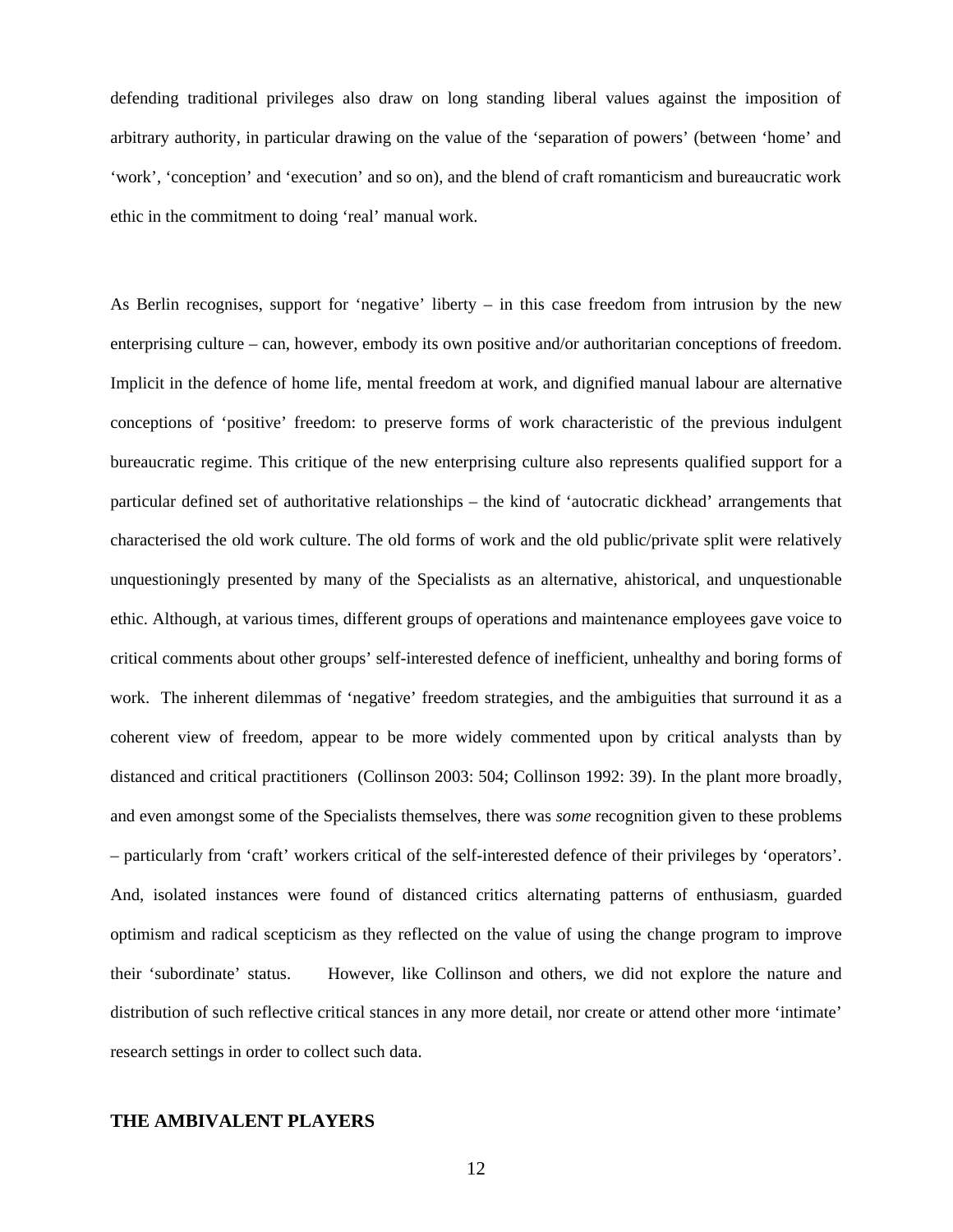defending traditional privileges also draw on long standing liberal values against the imposition of arbitrary authority, in particular drawing on the value of the 'separation of powers' (between 'home' and 'work', 'conception' and 'execution' and so on), and the blend of craft romanticism and bureaucratic work ethic in the commitment to doing 'real' manual work.

As Berlin recognises, support for 'negative' liberty – in this case freedom from intrusion by the new enterprising culture – can, however, embody its own positive and/or authoritarian conceptions of freedom. Implicit in the defence of home life, mental freedom at work, and dignified manual labour are alternative conceptions of 'positive' freedom: to preserve forms of work characteristic of the previous indulgent bureaucratic regime. This critique of the new enterprising culture also represents qualified support for a particular defined set of authoritative relationships – the kind of 'autocratic dickhead' arrangements that characterised the old work culture. The old forms of work and the old public/private split were relatively unquestioningly presented by many of the Specialists as an alternative, ahistorical, and unquestionable ethic. Although, at various times, different groups of operations and maintenance employees gave voice to critical comments about other groups' self-interested defence of inefficient, unhealthy and boring forms of work. The inherent dilemmas of 'negative' freedom strategies, and the ambiguities that surround it as a coherent view of freedom, appear to be more widely commented upon by critical analysts than by distanced and critical practitioners (Collinson 2003: 504; Collinson 1992: 39). In the plant more broadly, and even amongst some of the Specialists themselves, there was *some* recognition given to these problems – particularly from 'craft' workers critical of the self-interested defence of their privileges by 'operators'. And, isolated instances were found of distanced critics alternating patterns of enthusiasm, guarded optimism and radical scepticism as they reflected on the value of using the change program to improve their 'subordinate' status. However, like Collinson and others, we did not explore the nature and distribution of such reflective critical stances in any more detail, nor create or attend other more 'intimate' research settings in order to collect such data.

## THE AMBIVALENT PLAYERS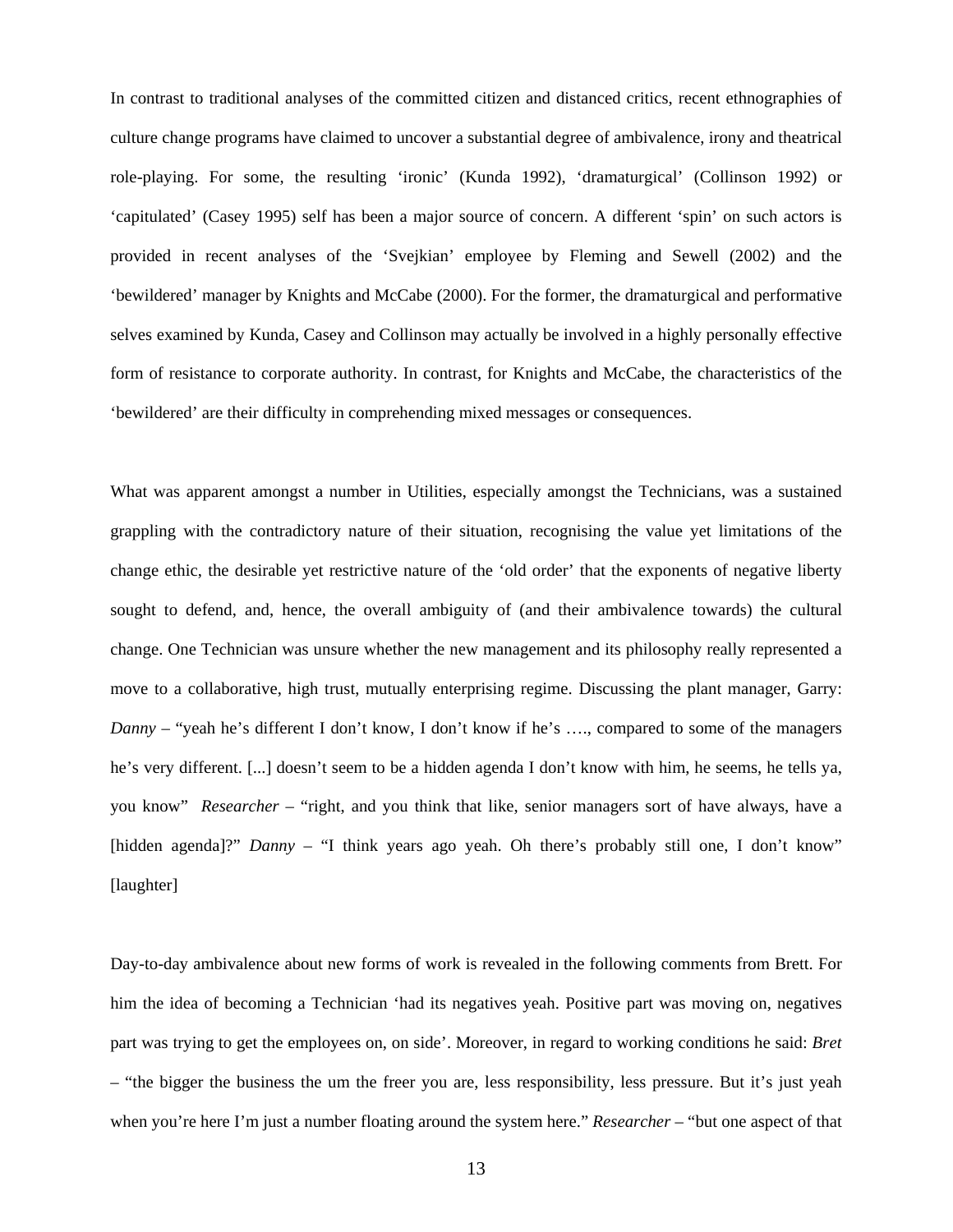In contrast to traditional analyses of the committed citizen and distanced critics, recent ethnographies of culture change programs have claimed to uncover a substantial degree of ambivalence, irony and theatrical role-playing. For some, the resulting 'ironic' (Kunda 1992), 'dramaturgical' (Collinson 1992) or 'capitulated' (Casey 1995) self has been a major source of concern. A different 'spin' on such actors is provided in recent analyses of the 'Svejkian' employee by Fleming and Sewell (2002) and the 'bewildered' manager by Knights and McCabe (2000). For the former, the dramaturgical and performative selves examined by Kunda, Casey and Collinson may actually be involved in a highly personally effective form of resistance to corporate authority. In contrast, for Knights and McCabe, the characteristics of the 'bewildered' are their difficulty in comprehending mixed messages or consequences.

What was apparent amongst a number in Utilities, especially amongst the Technicians, was a sustained grappling with the contradictory nature of their situation, recognising the value yet limitations of the change ethic, the desirable yet restrictive nature of the 'old order' that the exponents of negative liberty sought to defend, and, hence, the overall ambiguity of (and their ambivalence towards) the cultural change. One Technician was unsure whether the new management and its philosophy really represented a move to a collaborative, high trust, mutually enterprising regime. Discussing the plant manager, Garry: *Danny* – "yeah he's different I don't know, I don't know if he's …., compared to some of the managers he's very different. [...] doesn't seem to be a hidden agenda I don't know with him, he seems, he tells ya, you know" *Researcher* – "right, and you think that like, senior managers sort of have always, have a [hidden agenda]?" *Danny* – "I think years ago yeah. Oh there's probably still one, I don't know" [laughter]

Day-to-day ambivalence about new forms of work is revealed in the following comments from Brett. For him the idea of becoming a Technician 'had its negatives yeah. Positive part was moving on, negatives part was trying to get the employees on, on side'. Moreover, in regard to working conditions he said: *Bret* – "the bigger the business the um the freer you are, less responsibility, less pressure. But it's just yeah when you're here I'm just a number floating around the system here." *Researcher* – "but one aspect of that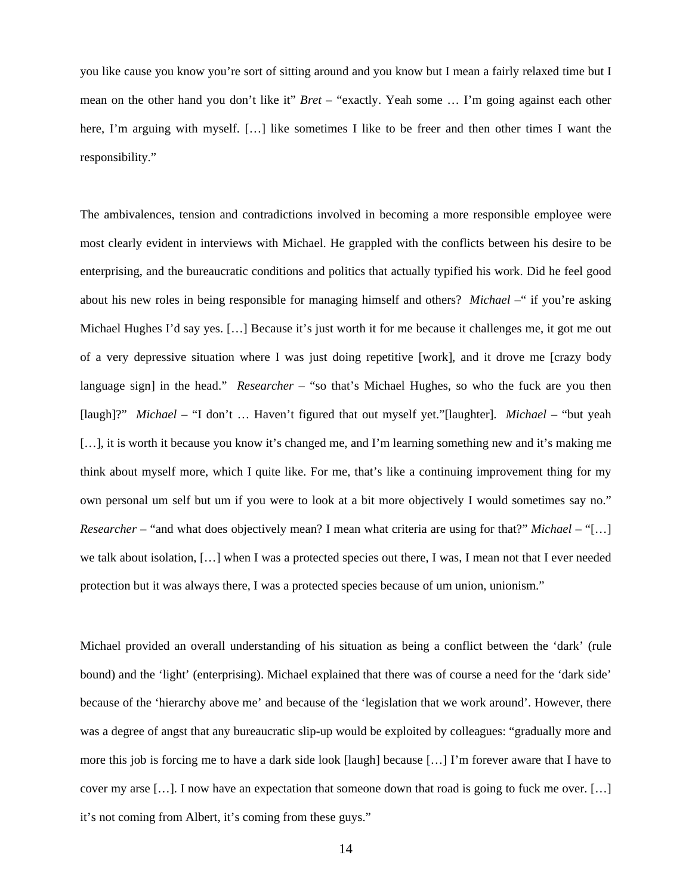you like cause you know you're sort of sitting around and you know but I mean a fairly relaxed time but I mean on the other hand you don't like it" *Bret* – "exactly. Yeah some … I'm going against each other here, I'm arguing with myself. […] like sometimes I like to be freer and then other times I want the responsibility."

The ambivalences, tension and contradictions involved in becoming a more responsible employee were most clearly evident in interviews with Michael. He grappled with the conflicts between his desire to be enterprising, and the bureaucratic conditions and politics that actually typified his work. Did he feel good about his new roles in being responsible for managing himself and others? *Michael* –" if you're asking Michael Hughes I'd say yes. […] Because it's just worth it for me because it challenges me, it got me out of a very depressive situation where I was just doing repetitive [work], and it drove me [crazy body language sign] in the head." *Researcher* – "so that's Michael Hughes, so who the fuck are you then [laugh]?" *Michael* – "I don't … Haven't figured that out myself yet."[laughter]. *Michael* – "but yeah […], it is worth it because you know it's changed me, and I'm learning something new and it's making me think about myself more, which I quite like. For me, that's like a continuing improvement thing for my own personal um self but um if you were to look at a bit more objectively I would sometimes say no." *Researcher* – "and what does objectively mean? I mean what criteria are using for that?" *Michael* – "[…] we talk about isolation, […] when I was a protected species out there, I was, I mean not that I ever needed protection but it was always there, I was a protected species because of um union, unionism."

Michael provided an overall understanding of his situation as being a conflict between the 'dark' (rule bound) and the 'light' (enterprising). Michael explained that there was of course a need for the 'dark side' because of the 'hierarchy above me' and because of the 'legislation that we work around'. However, there was a degree of angst that any bureaucratic slip-up would be exploited by colleagues: "gradually more and more this job is forcing me to have a dark side look [laugh] because […] I'm forever aware that I have to cover my arse […]. I now have an expectation that someone down that road is going to fuck me over. […] it's not coming from Albert, it's coming from these guys."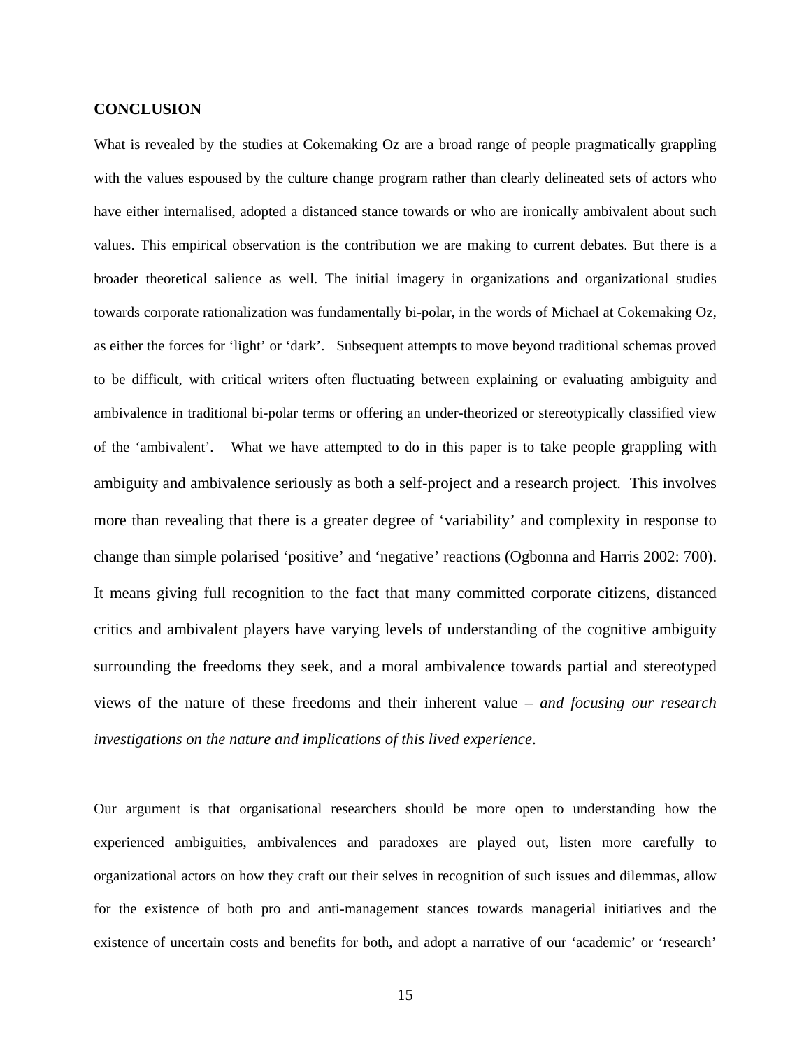## CONCLUSION

What is revealed by the studies at Cokemaking Oz are a broad range of people pragmatically grappling with the values espoused by the culture change program rather than clearly delineated sets of actors who have either internalised, adopted a distanced stance towards or who are ironically ambivalent about such values. This empirical observation is the contribution we are making to current debates. But there is a broader theoretical salience as well. The initial imagery in organizations and organizational studies towards corporate rationalization was fundamentally bi-polar, in the words of Michael at Cokemaking Oz, as either the forces for 'light' or 'dark'. Subsequent attempts to move beyond traditional schemas proved to be difficult, with critical writers often fluctuating between explaining or evaluating ambiguity and ambivalence in traditional bi-polar terms or offering an under-theorized or stereotypically classified view of the 'ambivalent'. What we have attempted to do in this paper is to take people grappling with ambiguity and ambivalence seriously as both a self-project and a research project. This involves more than revealing that there is a greater degree of 'variability' and complexity in response to change than simple polarised 'positive' and 'negative' reactions (Ogbonna and Harris 2002: 700). It means giving full recognition to the fact that many committed corporate citizens, distanced critics and ambivalent players have varying levels of understanding of the cognitive ambiguity surrounding the freedoms they seek, and a moral ambivalence towards partial and stereotyped views of the nature of these freedoms and their inherent value – *and focusing our research investigations on the nature and implications of this lived experience*.

Our argument is that organisational researchers should be more open to understanding how the experienced ambiguities, ambivalences and paradoxes are played out, listen more carefully to organizational actors on how they craft out their selves in recognition of such issues and dilemmas, allow for the existence of both pro and anti-management stances towards managerial initiatives and the existence of uncertain costs and benefits for both, and adopt a narrative of our 'academic' or 'research'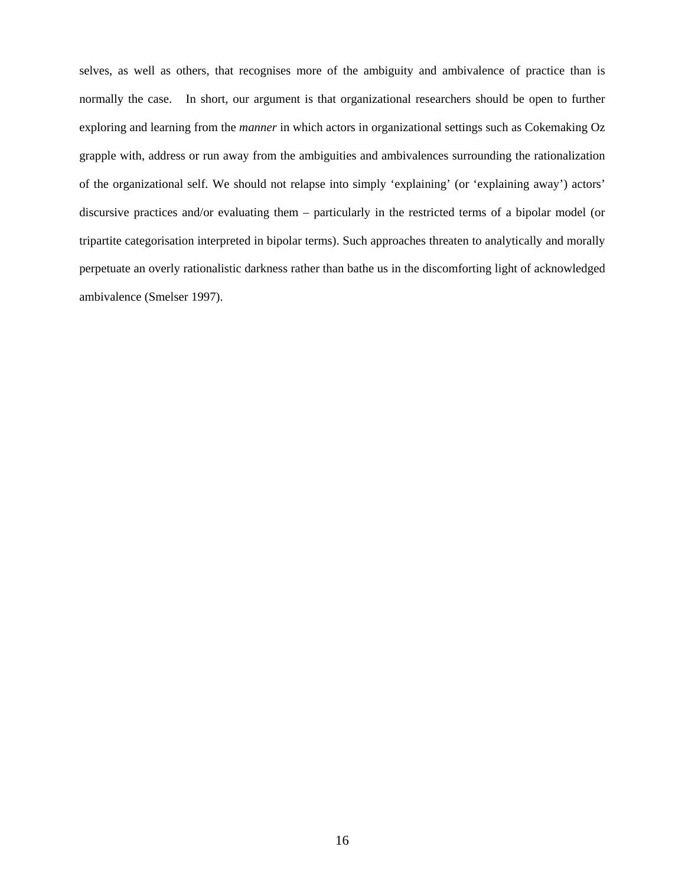selves, as well as others, that recognises more of the ambiguity and ambivalence of practice than is normally the case. In short, our argument is that organizational researchers should be open to further exploring and learning from the *manner* in which actors in organizational settings such as Cokemaking Oz grapple with, address or run away from the ambiguities and ambivalences surrounding the rationalization of the organizational self. We should not relapse into simply 'explaining' (or 'explaining away') actors' discursive practices and/or evaluating them – particularly in the restricted terms of a bipolar model (or tripartite categorisation interpreted in bipolar terms). Such approaches threaten to analytically and morally perpetuate an overly rationalistic darkness rather than bathe us in the discomforting light of acknowledged ambivalence (Smelser 1997).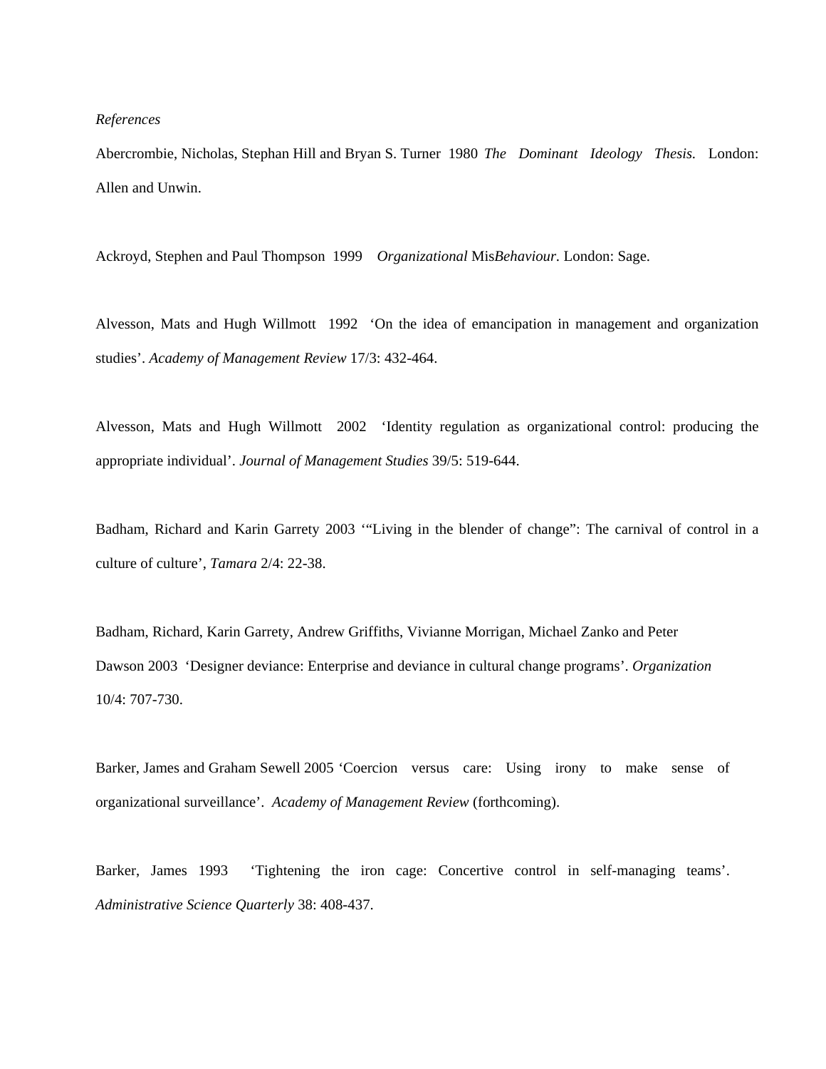*References*

Abercrombie, Nicholas, Stephan Hill and Bryan S. Turner 1980 *The Dominant Ideology Thesis.* London: Allen and Unwin.

Ackroyd, Stephen and Paul Thompson 1999 *Organizational* Mis*Behaviour*. London: Sage.

Alvesson, Mats and Hugh Willmott 1992 'On the idea of emancipation in management and organization studies'. *Academy of Management Review* 17/3: 432-464.

Alvesson, Mats and Hugh Willmott 2002 'Identity regulation as organizational control: producing the appropriate individual'. *Journal of Management Studies* 39/5: 519-644.

Badham, Richard and Karin Garrety 2003 '"Living in the blender of change": The carnival of control in a culture of culture', *Tamara* 2/4: 22-38.

Badham, Richard, Karin Garrety, Andrew Griffiths, Vivianne Morrigan, Michael Zanko and Peter Dawson 2003 'Designer deviance: Enterprise and deviance in cultural change programs'. *Organization* 10/4: 707-730.

Barker, James and Graham Sewell 2005 'Coercion versus care: Using irony to make sense of organizational surveillance'. *Academy of Management Review* (forthcoming).

Barker, James 1993 'Tightening the iron cage: Concertive control in self-managing teams'. *Administrative Science Quarterly* 38: 408-437.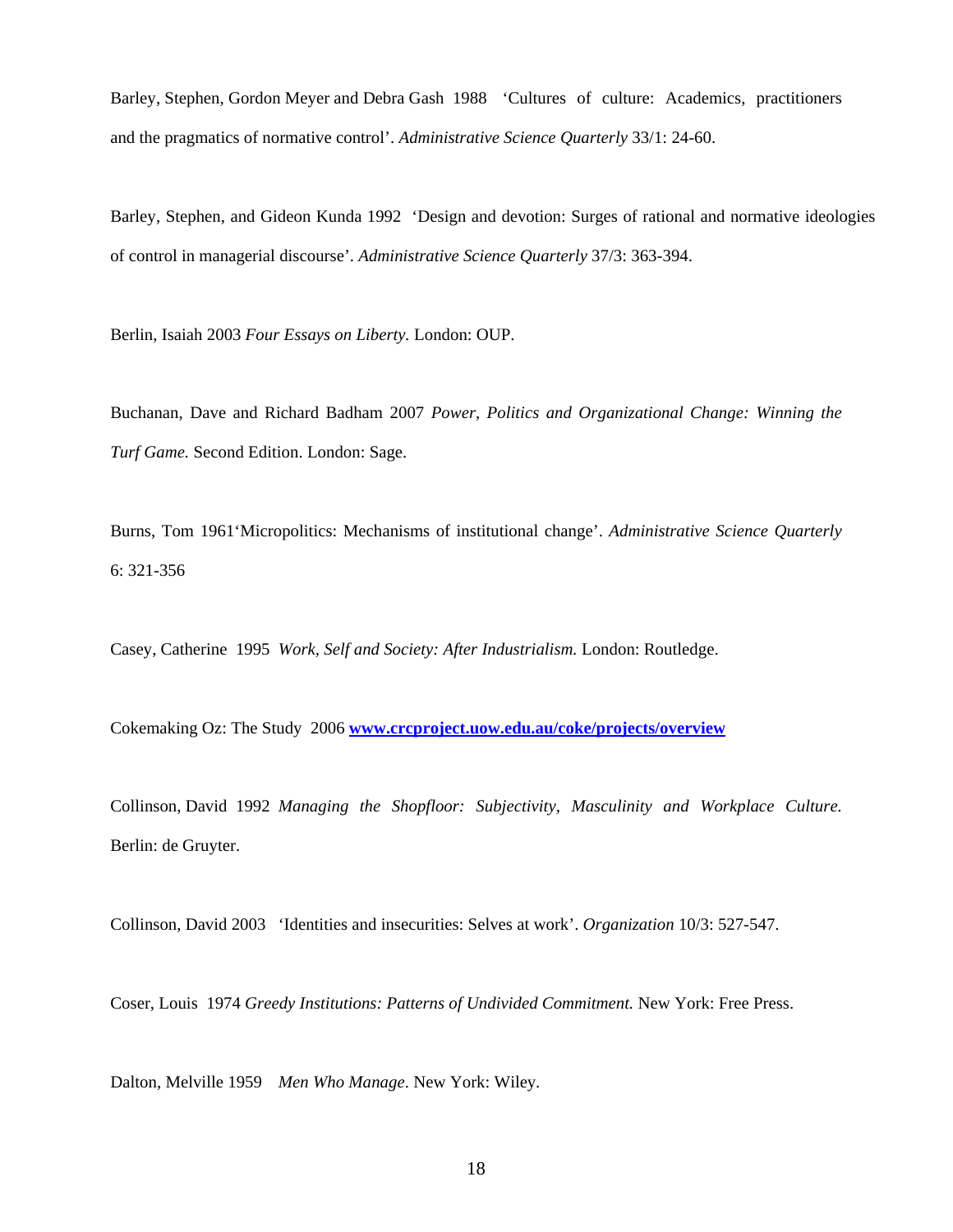Barley, Stephen, Gordon Meyer and Debra Gash 1988 'Cultures of culture: Academics, practitioners and the pragmatics of normative control'. *Administrative Science Quarterly* 33/1: 24-60.

Barley, Stephen, and Gideon Kunda 1992 'Design and devotion: Surges of rational and normative ideologies of control in managerial discourse'. *Administrative Science Quarterly* 37/3: 363-394.

Berlin, Isaiah 2003 *Four Essays on Liberty.* London: OUP.

Buchanan, Dave and Richard Badham 2007 *Power, Politics and Organizational Change: Winning the Turf Game.* Second Edition. London: Sage.

Burns, Tom 1961'Micropolitics: Mechanisms of institutional change'. *Administrative Science Quarterly* 6: 321-356

Casey, Catherine 1995 *Work, Self and Society: After Industrialism.* London: Routledge.

Cokemaking Oz: The Study 2006 **www.crcproject.uow.edu.au/coke/projects/overview**

Collinson, David 1992 *Managing the Shopfloor: Subjectivity, Masculinity and Workplace Culture.* Berlin: de Gruyter.

Collinson, David 2003 'Identities and insecurities: Selves at work'. *Organization* 10/3: 527-547.

Coser, Louis 1974 *Greedy Institutions: Patterns of Undivided Commitment.* New York: Free Press.

Dalton, Melville 1959 *Men Who Manage*. New York: Wiley.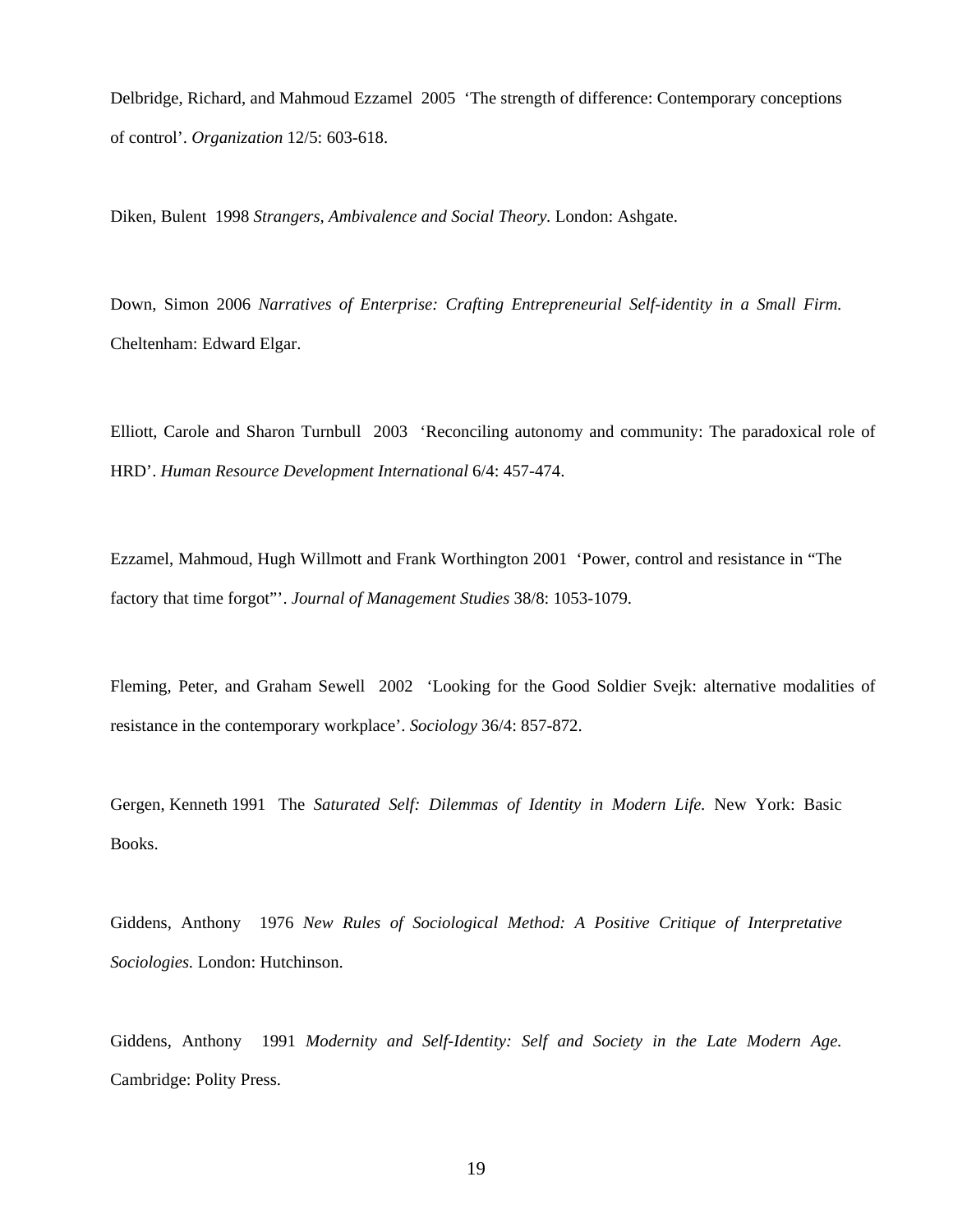Delbridge, Richard, and Mahmoud Ezzamel 2005 ‘The strength of difference: Contemporary conceptions of control’. *Organization* 12/5: 603-618.

Diken, Bulent 1998 *Strangers, Ambivalence and Social Theory*. London: Ashgate.

Down, Simon 2006 *Narratives of Enterprise: Crafting Entrepreneurial Self-identity in a Small Firm.* Cheltenham: Edward Elgar.

Elliott, Carole and Sharon Turnbull 2003 ‘Reconciling autonomy and community: The paradoxical role of HRD’. *Human Resource Development International* 6/4: 457-474.

Ezzamel, Mahmoud, Hugh Willmott and Frank Worthington 2001 ‘Power, control and resistance in “The factory that time forgot”’. *Journal of Management Studies* 38/8: 1053-1079.

Fleming, Peter, and Graham Sewell 2002 ‘Looking for the Good Soldier Svejk: alternative modalities of resistance in the contemporary workplace’. *Sociology* 36/4: 857-872.

Gergen, Kenneth 1991 The *Saturated Self: Dilemmas of Identity in Modern Life.* New York: Basic Books.

Giddens, Anthony 1976 *New Rules of Sociological Method: A Positive Critique of Interpretative Sociologies.* London: Hutchinson.

Giddens, Anthony 1991 *Modernity and Self-Identity: Self and Society in the Late Modern Age.* Cambridge: Polity Press.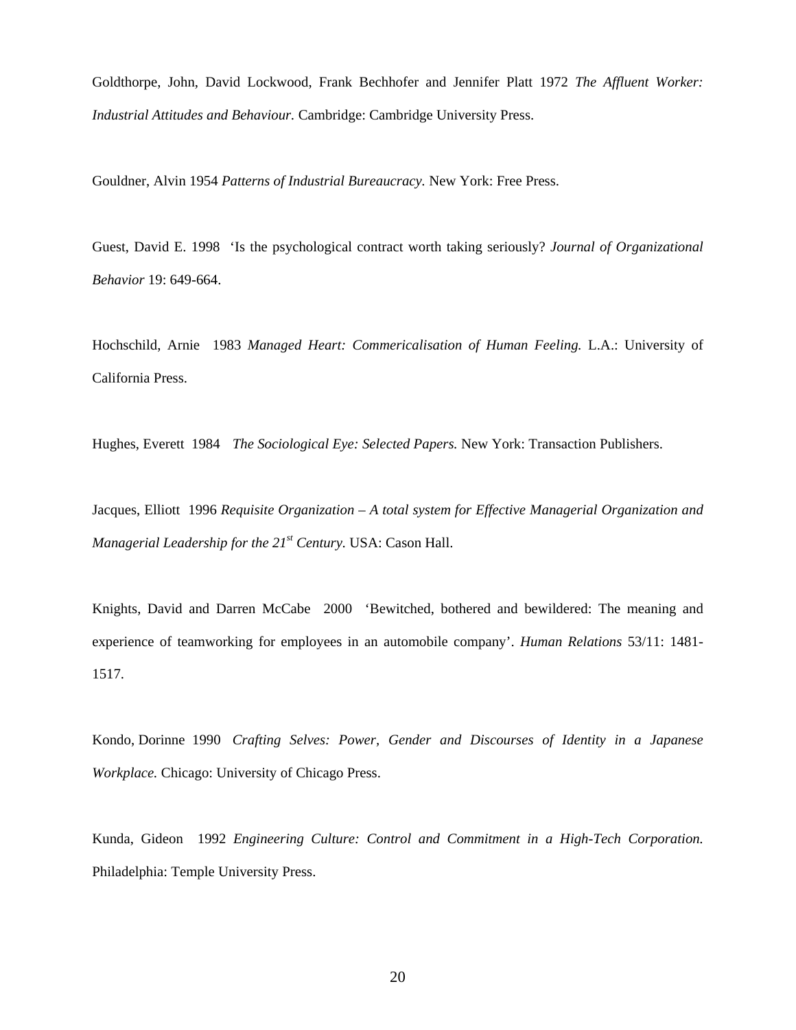Goldthorpe, John, David Lockwood, Frank Bechhofer and Jennifer Platt 1972 *The Affluent Worker: Industrial Attitudes and Behaviour.* Cambridge: Cambridge University Press.

Gouldner, Alvin 1954 *Patterns of Industrial Bureaucracy.* New York: Free Press.

Guest, David E. 1998 'Is the psychological contract worth taking seriously? *Journal of Organizational Behavior* 19: 649-664.

Hochschild, Arnie 1983 *Managed Heart: Commericalisation of Human Feeling.* L.A.: University of California Press.

Hughes, Everett 1984 *The Sociological Eye: Selected Papers.* New York: Transaction Publishers.

Jacques, Elliott 1996 *Requisite Organization – A total system for Effective Managerial Organization and Managerial Leadership for the 21st Century.* USA: Cason Hall.

Knights, David and Darren McCabe 2000 'Bewitched, bothered and bewildered: The meaning and experience of teamworking for employees in an automobile company'. *Human Relations* 53/11: 1481-1517.

Kondo, Dorinne 1990 *Crafting Selves: Power, Gender and Discourses of Identity in a Japanese Workplace.* Chicago: University of Chicago Press.

Kunda, Gideon 1992 *Engineering Culture: Control and Commitment in a High-Tech Corporation.* Philadelphia: Temple University Press.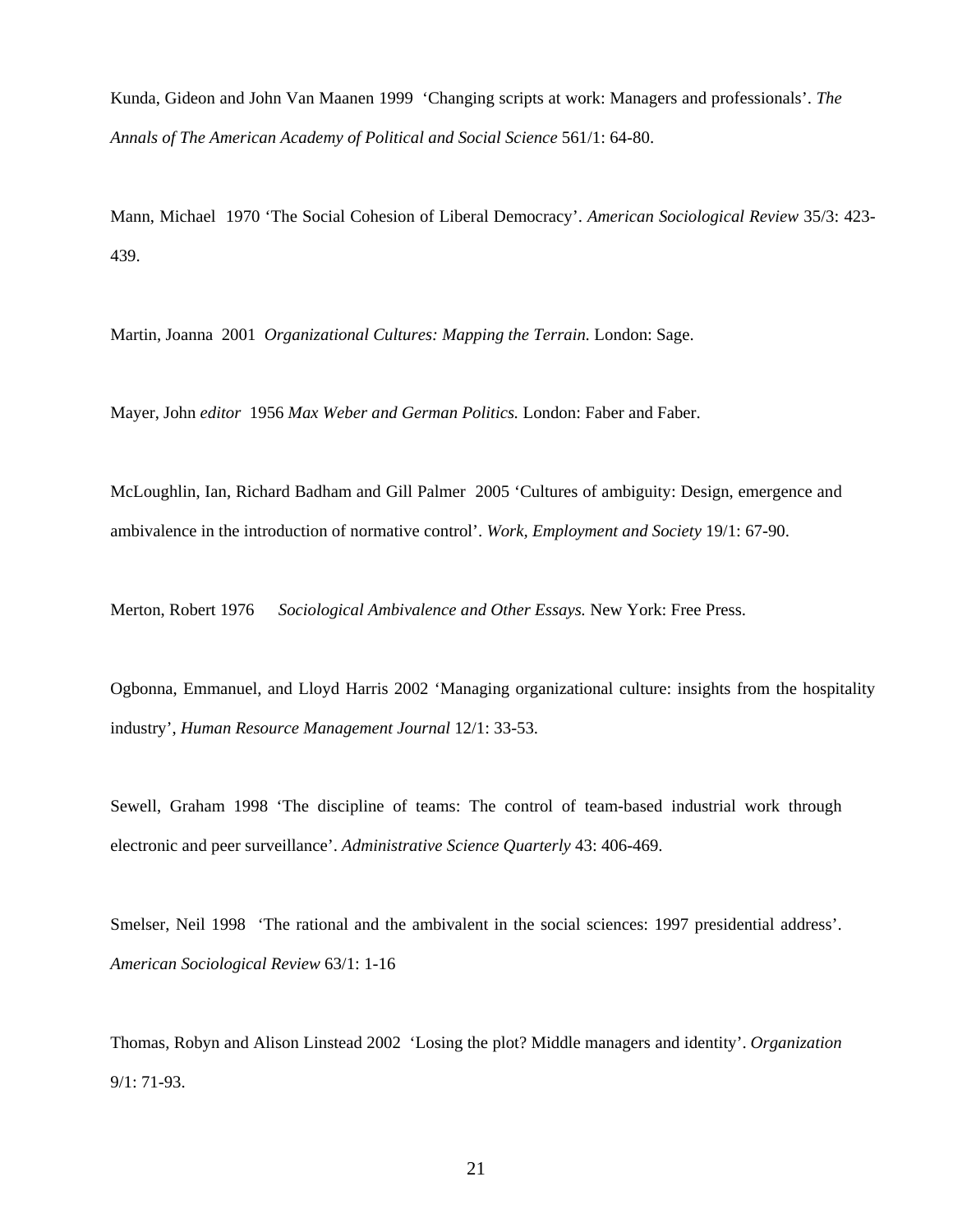Kunda, Gideon and John Van Maanen 1999 'Changing scripts at work: Managers and professionals'. *The Annals of The American Academy of Political and Social Science* 561/1: 64-80.

Mann, Michael 1970 'The Social Cohesion of Liberal Democracy'. *American Sociological Review* 35/3: 423-439.

Martin, Joanna 2001 *Organizational Cultures: Mapping the Terrain.* London: Sage.

Mayer, John *editor* 1956 *Max Weber and German Politics.* London: Faber and Faber.

McLoughlin, Ian, Richard Badham and Gill Palmer 2005 'Cultures of ambiguity: Design, emergence and ambivalence in the introduction of normative control'. *Work, Employment and Society* 19/1: 67-90.

Merton, Robert 1976 *Sociological Ambivalence and Other Essays.* New York: Free Press.

Ogbonna, Emmanuel, and Lloyd Harris 2002 'Managing organizational culture: insights from the hospitality industry', *Human Resource Management Journal* 12/1: 33-53.

Sewell, Graham 1998 'The discipline of teams: The control of team-based industrial work through electronic and peer surveillance'. *Administrative Science Quarterly* 43: 406-469.

Smelser, Neil 1998 'The rational and the ambivalent in the social sciences: 1997 presidential address'. *American Sociological Review* 63/1: 1-16

Thomas, Robyn and Alison Linstead 2002 'Losing the plot? Middle managers and identity'. *Organization* 9/1: 71-93.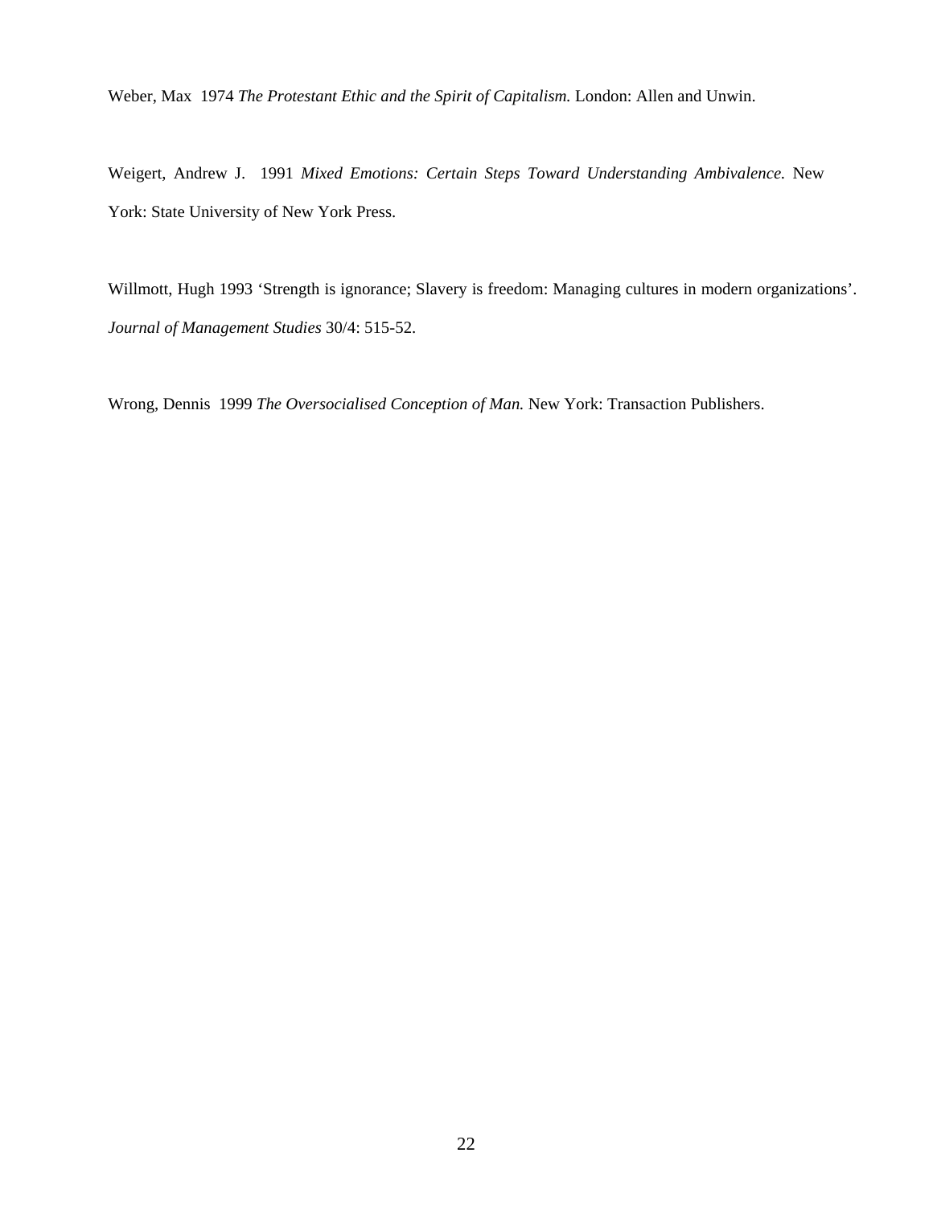Weber, Max 1974 *The Protestant Ethic and the Spirit of Capitalism.* London: Allen and Unwin.

Weigert, Andrew J. 1991 *Mixed Emotions: Certain Steps Toward Understanding Ambivalence.* New York: State University of New York Press.

Willmott, Hugh 1993 'Strength is ignorance; Slavery is freedom: Managing cultures in modern organizations'. *Journal of Management Studies* 30/4: 515-52.

Wrong, Dennis 1999 *The Oversocialised Conception of Man.* New York: Transaction Publishers.